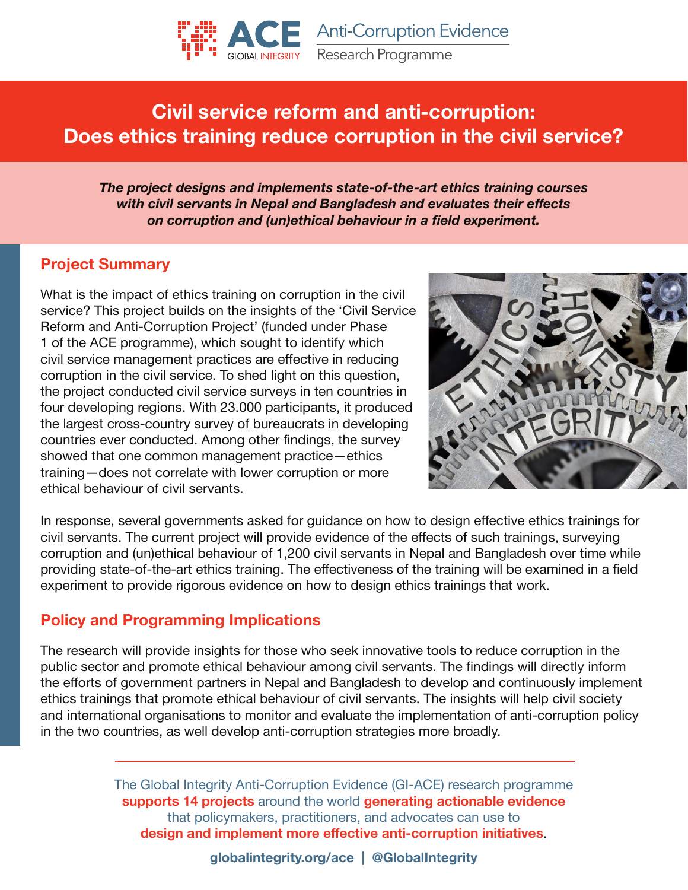ACE GLOBAL INTEGRITY | Anti-Corruption Evidence Research Programme

# Civil service reform and anti-corruption: Does ethics training reduce corruption in the civil service?

***The project designs and implements state-of-the-art ethics training courses with civil servants in Nepal and Bangladesh and evaluates their effects on corruption and (un)ethical behaviour in a field experiment.***

## Project Summary

What is the impact of ethics training on corruption in the civil service? This project builds on the insights of the 'Civil Service Reform and Anti-Corruption Project' (funded under Phase 1 of the ACE programme), which sought to identify which civil service management practices are effective in reducing corruption in the civil service. To shed light on this question, the project conducted civil service surveys in ten countries in four developing regions. With 23.000 participants, it produced the largest cross-country survey of bureaucrats in developing countries ever conducted. Among other findings, the survey showed that one common management practice—ethics training—does not correlate with lower corruption or more ethical behaviour of civil servants.

In response, several governments asked for guidance on how to design effective ethics trainings for civil servants. The current project will provide evidence of the effects of such trainings, surveying corruption and (un)ethical behaviour of 1,200 civil servants in Nepal and Bangladesh over time while providing state-of-the-art ethics training. The effectiveness of the training will be examined in a field experiment to provide rigorous evidence on how to design ethics trainings that work.

## Policy and Programming Implications

The research will provide insights for those who seek innovative tools to reduce corruption in the public sector and promote ethical behaviour among civil servants. The findings will directly inform the efforts of government partners in Nepal and Bangladesh to develop and continuously implement ethics trainings that promote ethical behaviour of civil servants. The insights will help civil society and international organisations to monitor and evaluate the implementation of anti-corruption policy in the two countries, as well develop anti-corruption strategies more broadly.

---

The Global Integrity Anti-Corruption Evidence (GI-ACE) research programme **supports 14 projects** around the world **generating actionable evidence** that policymakers, practitioners, and advocates can use to **design and implement more effective anti-corruption initiatives**.

**globalintegrity.org/ace | @GlobalIntegrity**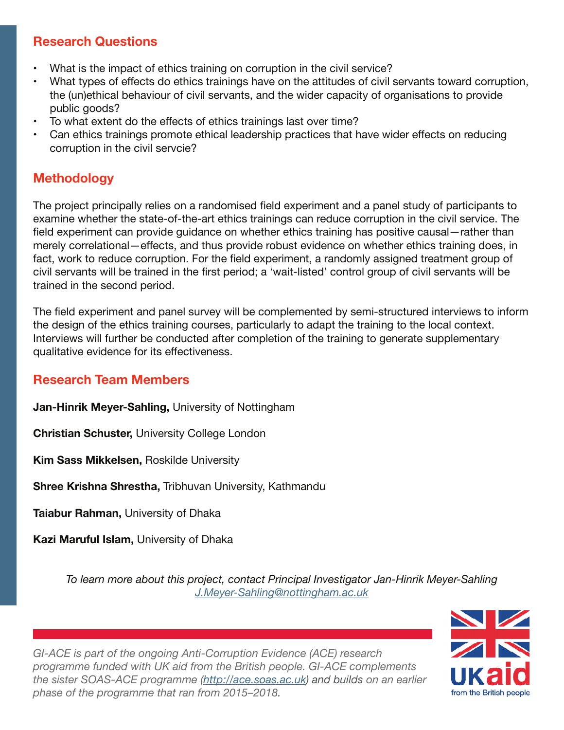## Research Questions

- What is the impact of ethics training on corruption in the civil service?
- What types of effects do ethics trainings have on the attitudes of civil servants toward corruption, the (un)ethical behaviour of civil servants, and the wider capacity of organisations to provide public goods?
- To what extent do the effects of ethics trainings last over time?
- Can ethics trainings promote ethical leadership practices that have wider effects on reducing corruption in the civil servcie?

## Methodology

The project principally relies on a randomised field experiment and a panel study of participants to examine whether the state-of-the-art ethics trainings can reduce corruption in the civil service. The field experiment can provide guidance on whether ethics training has positive causal—rather than merely correlational—effects, and thus provide robust evidence on whether ethics training does, in fact, work to reduce corruption. For the field experiment, a randomly assigned treatment group of civil servants will be trained in the first period; a 'wait-listed' control group of civil servants will be trained in the second period.

The field experiment and panel survey will be complemented by semi-structured interviews to inform the design of the ethics training courses, particularly to adapt the training to the local context. Interviews will further be conducted after completion of the training to generate supplementary qualitative evidence for its effectiveness.

## Research Team Members

**Jan-Hinrik Meyer-Sahling,** University of Nottingham

**Christian Schuster,** University College London

**Kim Sass Mikkelsen,** Roskilde University

**Shree Krishna Shrestha,** Tribhuvan University, Kathmandu

**Taiabur Rahman,** University of Dhaka

**Kazi Maruful Islam,** University of Dhaka

*To learn more about this project, contact Principal Investigator Jan-Hinrik Meyer-Sahling*
*J.Meyer-Sahling@nottingham.ac.uk*

*GI-ACE is part of the ongoing Anti-Corruption Evidence (ACE) research programme funded with UK aid from the British people. GI-ACE complements the sister SOAS-ACE programme (http://ace.soas.ac.uk) and builds on an earlier phase of the programme that ran from 2015–2018.*

UKaid
from the British people